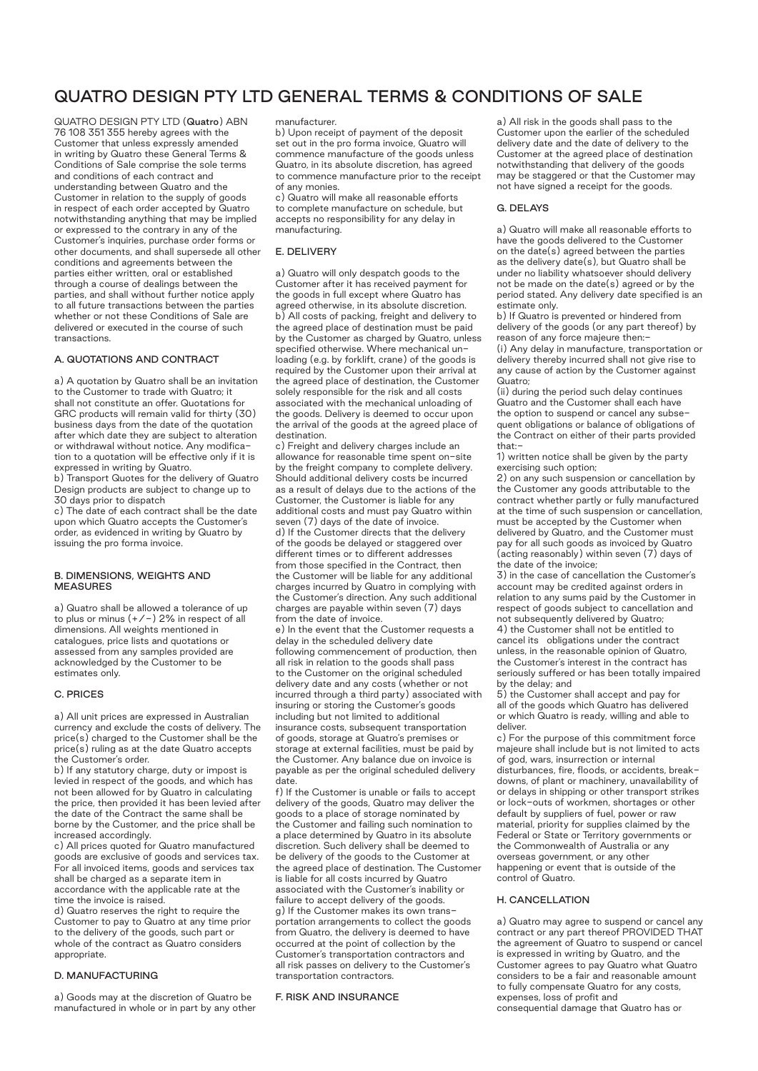# QUATRO DESIGN PTY LTD GENERAL TERMS & CONDITIONS OF SALE

QUATRO DESIGN PTY LTD (**Quatro**) ABN 76 108 351 355 hereby agrees with the Customer that unless expressly amended in writing by Quatro these General Terms & Conditions of Sale comprise the sole terms and conditions of each contract and understanding between Quatro and the Customer in relation to the supply of goods in respect of each order accepted by Quatro notwithstanding anything that may be implied or expressed to the contrary in any of the Customer's inquiries, purchase order forms or other documents, and shall supersede all other conditions and agreements between the parties either written, oral or established through a course of dealings between the parties, and shall without further notice apply to all future transactions between the parties whether or not these Conditions of Sale are delivered or executed in the course of such transactions.

## A. QUOTATIONS AND CONTRACT

a) A quotation by Quatro shall be an invitation to the Customer to trade with Quatro; it shall not constitute an offer. Quotations for GRC products will remain valid for thirty (30) business days from the date of the quotation after which date they are subject to alteration or withdrawal without notice. Any modification to a quotation will be effective only if it is expressed in writing by Quatro.

b) Transport Quotes for the delivery of Quatro Design products are subject to change up to 30 days prior to dispatch

c) The date of each contract shall be the date upon which Quatro accepts the Customer's order, as evidenced in writing by Quatro by issuing the pro forma invoice.

## B. DIMENSIONS, WEIGHTS AND MEASURES

a) Quatro shall be allowed a tolerance of up to plus or minus (+/-) 2% in respect of all dimensions. All weights mentioned in catalogues, price lists and quotations or assessed from any samples provided are acknowledged by the Customer to be estimates only.

## C. PRICES

a) All unit prices are expressed in Australian currency and exclude the costs of delivery. The price(s) charged to the Customer shall be the price(s) ruling as at the date Quatro accepts the Customer's order.

b) If any statutory charge, duty or impost is levied in respect of the goods, and which has not been allowed for by Quatro in calculating the price, then provided it has been levied after the date of the Contract the same shall be borne by the Customer, and the price shall be increased accordingly.

c) All prices quoted for Quatro manufactured goods are exclusive of goods and services tax. For all invoiced items, goods and services tax shall be charged as a separate item in accordance with the applicable rate at the time the invoice is raised.

d) Quatro reserves the right to require the Customer to pay to Quatro at any time prior to the delivery of the goods, such part or whole of the contract as Quatro considers appropriate.

## D. MANUFACTURING

a) Goods may at the discretion of Quatro be manufactured in whole or in part by any other manufacturer.

b) Upon receipt of payment of the deposit set out in the pro forma invoice, Quatro will commence manufacture of the goods unless Quatro, in its absolute discretion, has agreed to commence manufacture prior to the receipt of any monies.

c) Quatro will make all reasonable efforts to complete manufacture on schedule, but accepts no responsibility for any delay in manufacturing.

## E. DELIVERY

a) Quatro will only despatch goods to the Customer after it has received payment for the goods in full except where Quatro has agreed otherwise, in its absolute discretion.

b) All costs of packing, freight and delivery to the agreed place of destination must be paid by the Customer as charged by Quatro, unless specified otherwise. Where mechanical unloading (e.g. by forklift, crane) of the goods is required by the Customer upon their arrival at the agreed place of destination, the Customer solely responsible for the risk and all costs associated with the mechanical unloading of the goods. Delivery is deemed to occur upon the arrival of the goods at the agreed place of destination.

c) Freight and delivery charges include an allowance for reasonable time spent on-site by the freight company to complete delivery. Should additional delivery costs be incurred as a result of delays due to the actions of the Customer, the Customer is liable for any additional costs and must pay Quatro within seven (7) days of the date of invoice.

d) If the Customer directs that the delivery of the goods be delayed or staggered over different times or to different addresses from those specified in the Contract, then the Customer will be liable for any additional charges incurred by Quatro in complying with the Customer's direction. Any such additional charges are payable within seven (7) days from the date of invoice.

e) In the event that the Customer requests a delay in the scheduled delivery date following commencement of production, then all risk in relation to the goods shall pass to the Customer on the original scheduled delivery date and any costs (whether or not incurred through a third party) associated with insuring or storing the Customer's goods including but not limited to additional insurance costs, subsequent transportation of goods, storage at Quatro's premises or storage at external facilities, must be paid by the Customer. Any balance due on invoice is payable as per the original scheduled delivery date.

f) If the Customer is unable or fails to accept delivery of the goods, Quatro may deliver the goods to a place of storage nominated by the Customer and failing such nomination to a place determined by Quatro in its absolute discretion. Such delivery shall be deemed to be delivery of the goods to the Customer at the agreed place of destination. The Customer is liable for all costs incurred by Quatro associated with the Customer's inability or failure to accept delivery of the goods.

g) If the Customer makes its own transportation arrangements to collect the goods from Quatro, the delivery is deemed to have occurred at the point of collection by the Customer's transportation contractors and all risk passes on delivery to the Customer's transportation contractors.

## F. RISK AND INSURANCE

a) All risk in the goods shall pass to the Customer upon the earlier of the scheduled delivery date and the date of delivery to the Customer at the agreed place of destination notwithstanding that delivery of the goods may be staggered or that the Customer may not have signed a receipt for the goods.

## G. DELAYS

a) Quatro will make all reasonable efforts to have the goods delivered to the Customer on the date(s) agreed between the parties as the delivery date(s), but Quatro shall be under no liability whatsoever should delivery not be made on the date(s) agreed or by the period stated. Any delivery date specified is an estimate only.

b) If Quatro is prevented or hindered from delivery of the goods (or any part thereof) by reason of any force majeure then:-

(i) Any delay in manufacture, transportation or delivery thereby incurred shall not give rise to any cause of action by the Customer against Quatro;

(ii) during the period such delay continues Quatro and the Customer shall each have the option to suspend or cancel any subsequent obligations or balance of obligations of the Contract on either of their parts provided that:-

1) written notice shall be given by the party exercising such option;

2) on any such suspension or cancellation by the Customer any goods attributable to the contract whether partly or fully manufactured at the time of such suspension or cancellation, must be accepted by the Customer when delivered by Quatro, and the Customer must pay for all such goods as invoiced by Quatro (acting reasonably) within seven (7) days of the date of the invoice;

3) in the case of cancellation the Customer's account may be credited against orders in relation to any sums paid by the Customer in respect of goods subject to cancellation and not subsequently delivered by Quatro;

4) the Customer shall not be entitled to cancel its obligations under the contract unless, in the reasonable opinion of Quatro, the Customer's interest in the contract has seriously suffered or has been totally impaired by the delay; and

5) the Customer shall accept and pay for all of the goods which Quatro has delivered or which Quatro is ready, willing and able to deliver.

c) For the purpose of this commitment force majeure shall include but is not limited to acts of god, wars, insurrection or internal disturbances, fire, floods, or accidents, breakdowns, of plant or machinery, unavailability of or delays in shipping or other transport strikes or lock-outs of workmen, shortages or other default by suppliers of fuel, power or raw material, priority for supplies claimed by the Federal or State or Territory governments or the Commonwealth of Australia or any overseas government, or any other happening or event that is outside of the control of Quatro.

## H. CANCELLATION

a) Quatro may agree to suspend or cancel any contract or any part thereof PROVIDED THAT the agreement of Quatro to suspend or cancel is expressed in writing by Quatro, and the Customer agrees to pay Quatro what Quatro considers to be a fair and reasonable amount to fully compensate Quatro for any costs, expenses, loss of profit and consequential damage that Quatro has or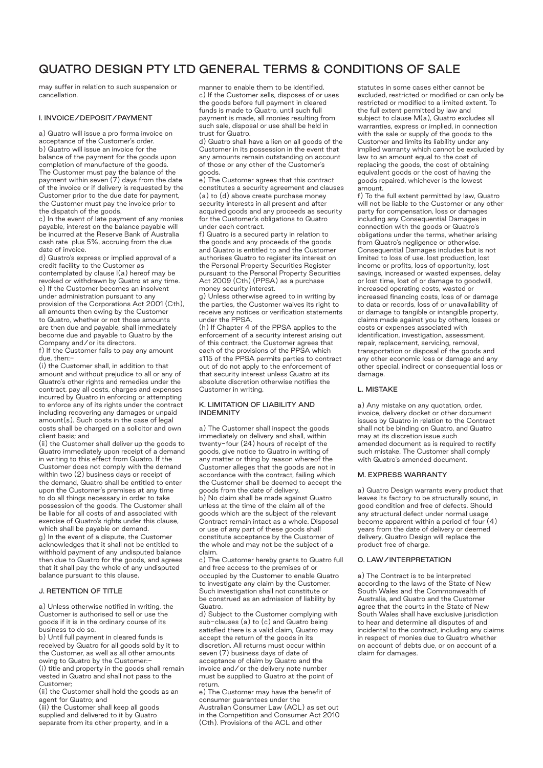# QUATRO DESIGN PTY LTD GENERAL TERMS & CONDITIONS OF SALE

may suffer in relation to such suspension or cancellation.

### I. INVOICE/DEPOSIT/PAYMENT

a) Quatro will issue a pro forma invoice on acceptance of the Customer's order.

b) Quatro will issue an invoice for the balance of the payment for the goods upon completion of manufacture of the goods. The Customer must pay the balance of the payment within seven (7) days from the date of the invoice or if delivery is requested by the Customer prior to the due date for payment, the Customer must pay the invoice prior to the dispatch of the goods.

c) In the event of late payment of any monies payable, interest on the balance payable will be incurred at the Reserve Bank of Australia cash rate plus 5%, accruing from the due date of invoice.

d) Quatro's express or implied approval of a credit facility to the Customer as contemplated by clause I(a) hereof may be revoked or withdrawn by Quatro at any time.

e) If the Customer becomes an insolvent under administration pursuant to any provision of the Corporations Act 2001 (Cth), all amounts then owing by the Customer to Quatro, whether or not those amounts are then due and payable, shall immediately become due and payable to Quatro by the Company and/or its directors.

f) If the Customer fails to pay any amount due, then:–

(i) the Customer shall, in addition to that amount and without prejudice to all or any of Quatro's other rights and remedies under the contract, pay all costs, charges and expenses incurred by Quatro in enforcing or attempting to enforce any of its rights under the contract including recovering any damages or unpaid amount(s). Such costs in the case of legal costs shall be charged on a solicitor and own client basis; and

(ii) the Customer shall deliver up the goods to Quatro immediately upon receipt of a demand in writing to this effect from Quatro. If the Customer does not comply with the demand within two (2) business days or receipt of the demand, Quatro shall be entitled to enter upon the Customer's premises at any time to do all things necessary in order to take possession of the goods. The Customer shall be liable for all costs of and associated with exercise of Quatro's rights under this clause, which shall be payable on demand.

g) In the event of a dispute, the Customer acknowledges that it shall not be entitled to withhold payment of any undisputed balance then due to Quatro for the goods, and agrees that it shall pay the whole of any undisputed balance pursuant to this clause.

### J. RETENTION OF TITLE

a) Unless otherwise notified in writing, the Customer is authorised to sell or use the goods if it is in the ordinary course of its business to do so.

b) Until full payment in cleared funds is received by Quatro for all goods sold by it to the Customer, as well as all other amounts owing to Quatro by the Customer:–

(i) title and property in the goods shall remain vested in Quatro and shall not pass to the Customer;

(ii) the Customer shall hold the goods as an agent for Quatro; and

(iii) the Customer shall keep all goods supplied and delivered to it by Quatro separate from its other property, and in a manner to enable them to be identified.

c) If the Customer sells, disposes of or uses the goods before full payment in cleared funds is made to Quatro, until such full payment is made, all monies resulting from such sale, disposal or use shall be held in trust for Quatro.

d) Quatro shall have a lien on all goods of the Customer in its possession in the event that any amounts remain outstanding on account of those or any other of the Customer's goods.

e) The Customer agrees that this contract constitutes a security agreement and clauses (a) to (d) above create purchase money security interests in all present and after acquired goods and any proceeds as security for the Customer's obligations to Quatro under each contract.

f) Quatro is a secured party in relation to the goods and any proceeds of the goods and Quatro is entitled to and the Customer authorises Quatro to register its interest on the Personal Property Securities Register pursuant to the Personal Property Securities Act 2009 (Cth) (PPSA) as a purchase money security interest.

g) Unless otherwise agreed to in writing by the parties, the Customer waives its right to receive any notices or verification statements under the PPSA.

(h) If Chapter 4 of the PPSA applies to the enforcement of a security interest arising out of this contract, the Customer agrees that each of the provisions of the PPSA which s115 of the PPSA permits parties to contract out of do not apply to the enforcement of that security interest unless Quatro at its absolute discretion otherwise notifies the Customer in writing.

### K. LIMITATION OF LIABILITY AND INDEMNITY

a) The Customer shall inspect the goods immediately on delivery and shall, within twenty-four (24) hours of receipt of the goods, give notice to Quatro in writing of any matter or thing by reason whereof the Customer alleges that the goods are not in accordance with the contract, failing which the Customer shall be deemed to accept the goods from the date of delivery.

b) No claim shall be made against Quatro unless at the time of the claim all of the goods which are the subject of the relevant Contract remain intact as a whole. Disposal or use of any part of these goods shall constitute acceptance by the Customer of the whole and may not be the subject of a claim.

c) The Customer hereby grants to Quatro full and free access to the premises of or occupied by the Customer to enable Quatro to investigate any claim by the Customer. Such investigation shall not constitute or be construed as an admission of liability by Quatro.

d) Subject to the Customer complying with sub-clauses (a) to (c) and Quatro being satisfied there is a valid claim, Quatro may accept the return of the goods in its discretion. All returns must occur within seven (7) business days of date of acceptance of claim by Quatro and the invoice and/or the delivery note number must be supplied to Quatro at the point of return.

e) The Customer may have the benefit of consumer guarantees under the Australian Consumer Law (ACL) as set out in the Competition and Consumer Act 2010 (Cth). Provisions of the ACL and other statutes in some cases either cannot be excluded, restricted or modified or can only be restricted or modified to a limited extent. To the full extent permitted by law and subject to clause M(a), Quatro excludes all warranties, express or implied, in connection with the sale or supply of the goods to the Customer and limits its liability under any implied warranty which cannot be excluded by law to an amount equal to the cost of replacing the goods, the cost of obtaining equivalent goods or the cost of having the goods repaired, whichever is the lowest amount.

f) To the full extent permitted by law, Quatro will not be liable to the Customer or any other party for compensation, loss or damages including any Consequential Damages in connection with the goods or Quatro's obligations under the terms, whether arising from Quatro's negligence or otherwise. Consequential Damages includes but is not limited to loss of use, lost production, lost income or profits, loss of opportunity, lost savings, increased or wasted expenses, delay or lost time, lost of or damage to goodwill, increased operating costs, wasted or increased financing costs, loss of or damage to data or records, loss of or unavailability of or damage to tangible or intangible property, claims made against you by others, losses or costs or expenses associated with identification, investigation, assessment, repair, replacement, servicing, removal, transportation or disposal of the goods and any other economic loss or damage and any other special, indirect or consequential loss or damage.

### L. MISTAKE

a) Any mistake on any quotation, order, invoice, delivery docket or other document issues by Quatro in relation to the Contract shall not be binding on Quatro, and Quatro may at its discretion issue such amended document as is required to rectify such mistake. The Customer shall comply with Quatro's amended document.

### M. EXPRESS WARRANTY

a) Quatro Design warrants every product that leaves its factory to be structurally sound, in good condition and free of defects. Should any structural defect under normal usage become apparent within a period of four (4) years from the date of delivery or deemed delivery, Quatro Design will replace the product free of charge.

### O. LAW/INTERPRETATION

a) The Contract is to be interpreted according to the laws of the State of New South Wales and the Commonwealth of Australia, and Quatro and the Customer agree that the courts in the State of New South Wales shall have exclusive jurisdiction to hear and determine all disputes of and incidental to the contract, including any claims in respect of monies due to Quatro whether on account of debts due, or on account of a claim for damages.